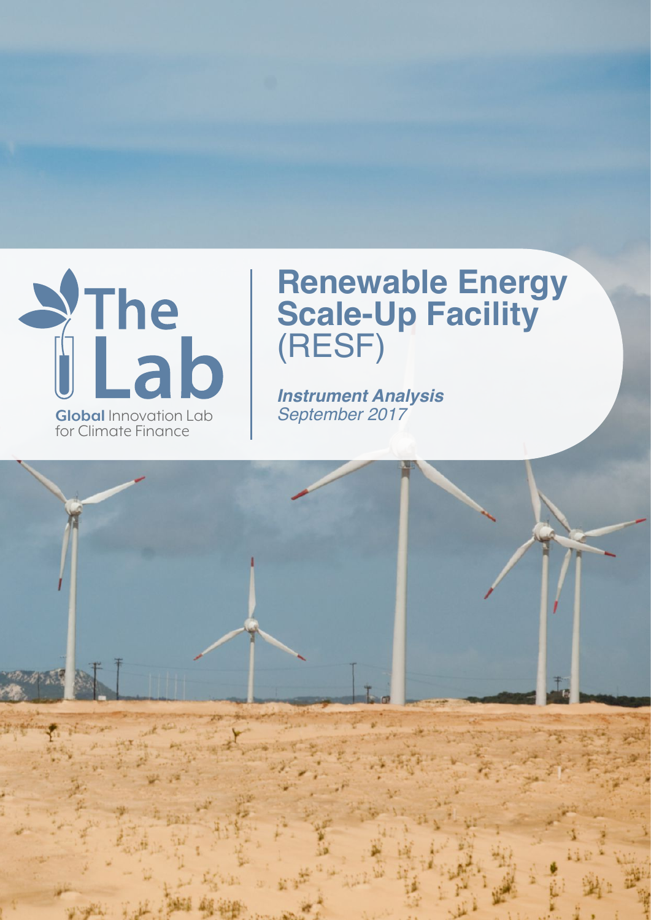The Lab

**Global** Innovation Lab for Climate Finance

# Renewable Energy Scale-Up Facility (RESF)

***Instrument Analysis***

*September 2017*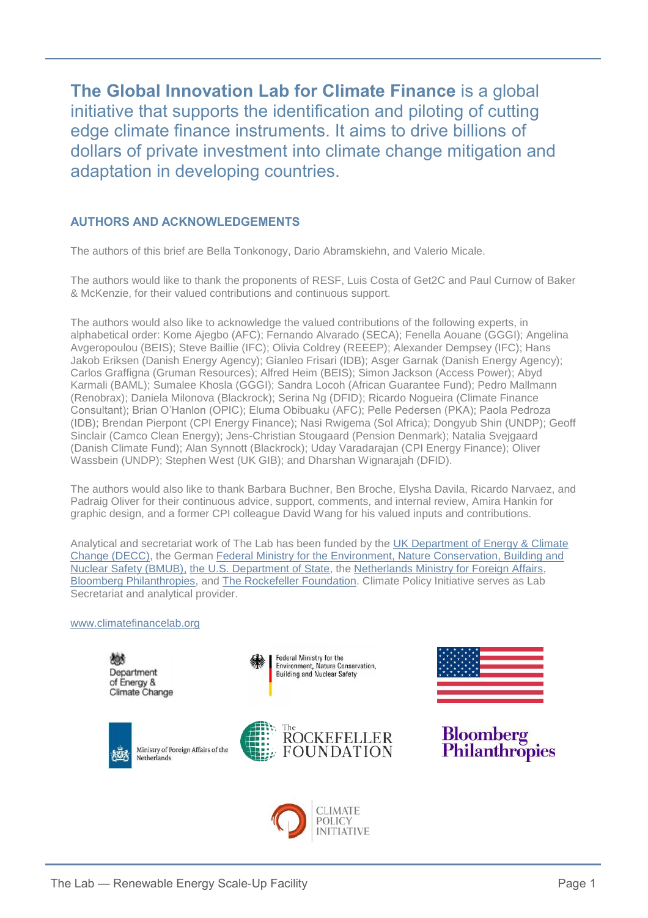**The Global Innovation Lab for Climate Finance** is a global initiative that supports the identification and piloting of cutting edge climate finance instruments. It aims to drive billions of dollars of private investment into climate change mitigation and adaptation in developing countries.

## AUTHORS AND ACKNOWLEDGEMENTS

The authors of this brief are Bella Tonkonogy, Dario Abramskiehn, and Valerio Micale.

The authors would like to thank the proponents of RESF, Luis Costa of Get2C and Paul Curnow of Baker & McKenzie, for their valued contributions and continuous support.

The authors would also like to acknowledge the valued contributions of the following experts, in alphabetical order: Kome Ajegbo (AFC); Fernando Alvarado (SECA); Fenella Aouane (GGGI); Angelina Avgeropoulou (BEIS); Steve Baillie (IFC); Olivia Coldrey (REEEP); Alexander Dempsey (IFC); Hans Jakob Eriksen (Danish Energy Agency); Gianleo Frisari (IDB); Asger Garnak (Danish Energy Agency); Carlos Graffigna (Gruman Resources); Alfred Heim (BEIS); Simon Jackson (Access Power); Abyd Karmali (BAML); Sumalee Khosla (GGGI); Sandra Locoh (African Guarantee Fund); Pedro Mallmann (Renobrax); Daniela Milonova (Blackrock); Serina Ng (DFID); Ricardo Nogueira (Climate Finance Consultant); Brian O'Hanlon (OPIC); Eluma Obibuaku (AFC); Pelle Pedersen (PKA); Paola Pedroza (IDB); Brendan Pierpont (CPI Energy Finance); Nasi Rwigema (Sol Africa); Dongyub Shin (UNDP); Geoff Sinclair (Camco Clean Energy); Jens-Christian Stougaard (Pension Denmark); Natalia Svejgaard (Danish Climate Fund); Alan Synnott (Blackrock); Uday Varadarajan (CPI Energy Finance); Oliver Wassbein (UNDP); Stephen West (UK GIB); and Dharshan Wignarajah (DFID).

The authors would also like to thank Barbara Buchner, Ben Broche, Elysha Davila, Ricardo Narvaez, and Padraig Oliver for their continuous advice, support, comments, and internal review, Amira Hankin for graphic design, and a former CPI colleague David Wang for his valued inputs and contributions.

Analytical and secretariat work of The Lab has been funded by the UK Department of Energy & Climate Change (DECC), the German Federal Ministry for the Environment, Nature Conservation, Building and Nuclear Safety (BMUB), the U.S. Department of State, the Netherlands Ministry for Foreign Affairs, Bloomberg Philanthropies, and The Rockefeller Foundation. Climate Policy Initiative serves as Lab Secretariat and analytical provider.

www.climatefinancelab.org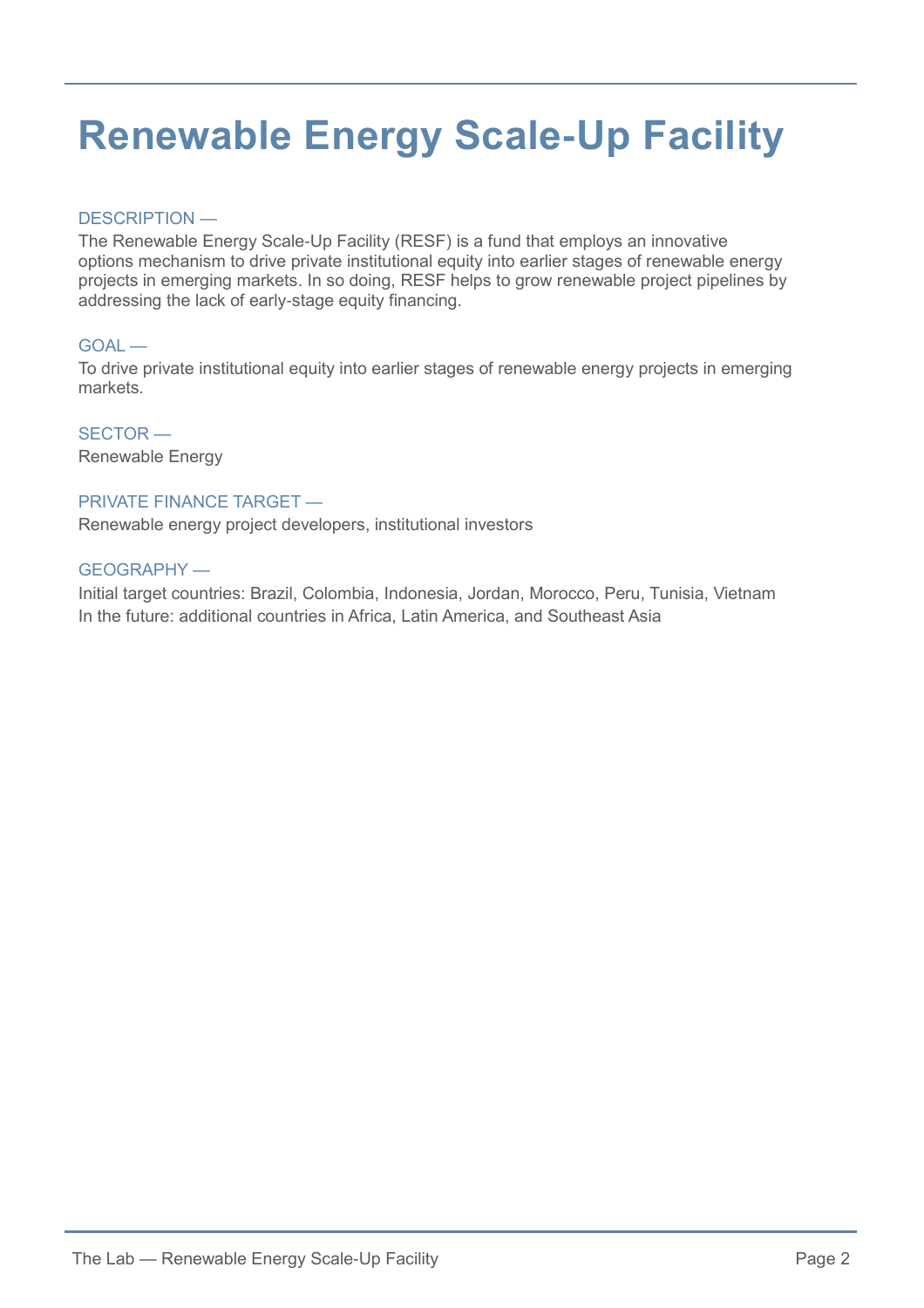# Renewable Energy Scale-Up Facility

DESCRIPTION —

The Renewable Energy Scale-Up Facility (RESF) is a fund that employs an innovative options mechanism to drive private institutional equity into earlier stages of renewable energy projects in emerging markets. In so doing, RESF helps to grow renewable project pipelines by addressing the lack of early-stage equity financing.

GOAL —

To drive private institutional equity into earlier stages of renewable energy projects in emerging markets.

SECTOR —

Renewable Energy

PRIVATE FINANCE TARGET —

Renewable energy project developers, institutional investors

GEOGRAPHY —

Initial target countries: Brazil, Colombia, Indonesia, Jordan, Morocco, Peru, Tunisia, Vietnam
In the future: additional countries in Africa, Latin America, and Southeast Asia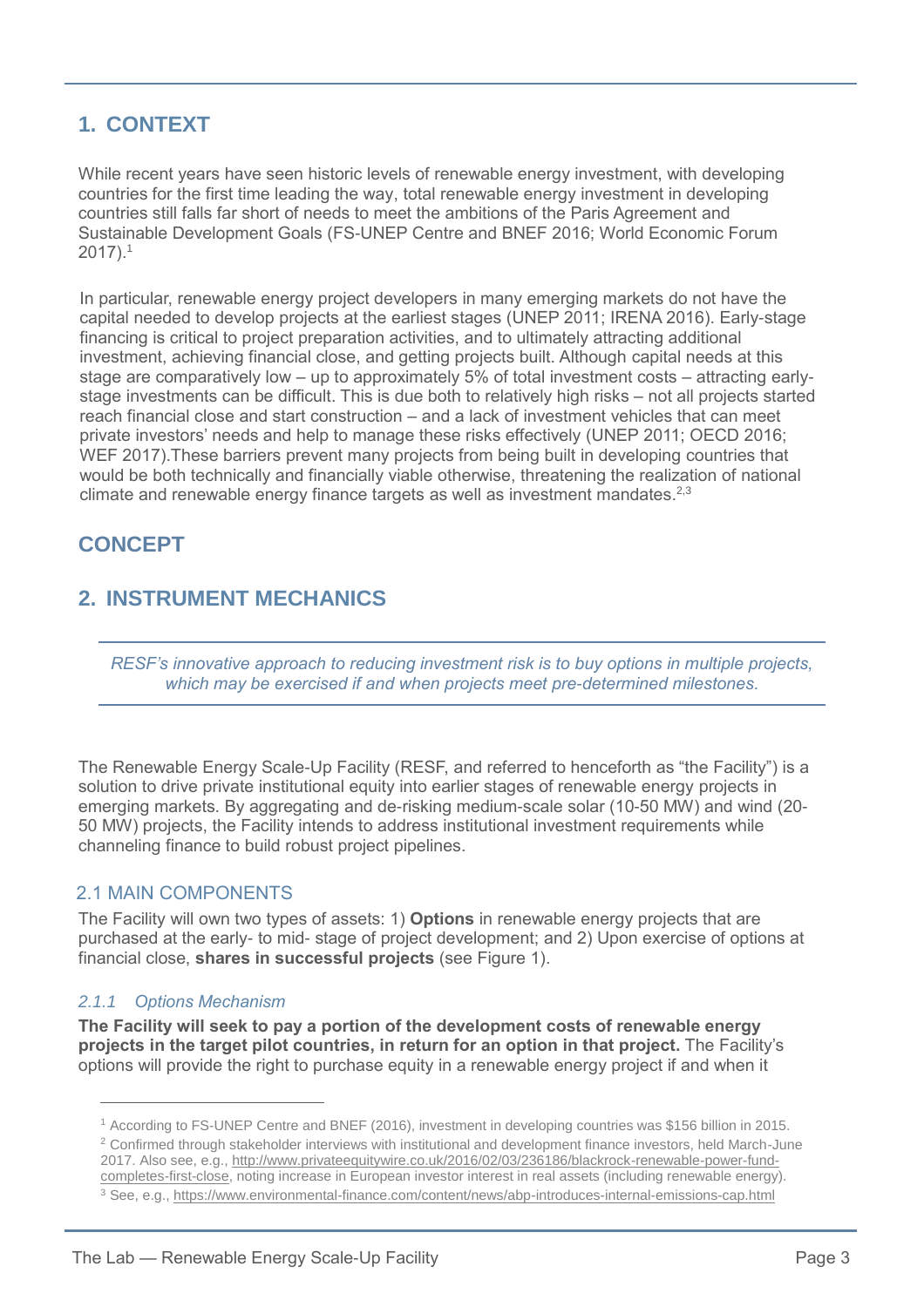# 1. CONTEXT

While recent years have seen historic levels of renewable energy investment, with developing countries for the first time leading the way, total renewable energy investment in developing countries still falls far short of needs to meet the ambitions of the Paris Agreement and Sustainable Development Goals (FS-UNEP Centre and BNEF 2016; World Economic Forum 2017).[1]

In particular, renewable energy project developers in many emerging markets do not have the capital needed to develop projects at the earliest stages (UNEP 2011; IRENA 2016). Early-stage financing is critical to project preparation activities, and to ultimately attracting additional investment, achieving financial close, and getting projects built. Although capital needs at this stage are comparatively low – up to approximately 5% of total investment costs – attracting early-stage investments can be difficult. This is due both to relatively high risks – not all projects started reach financial close and start construction – and a lack of investment vehicles that can meet private investors' needs and help to manage these risks effectively (UNEP 2011; OECD 2016; WEF 2017).These barriers prevent many projects from being built in developing countries that would be both technically and financially viable otherwise, threatening the realization of national climate and renewable energy finance targets as well as investment mandates.[2,3]

# CONCEPT

# 2. INSTRUMENT MECHANICS

*RESF's innovative approach to reducing investment risk is to buy options in multiple projects, which may be exercised if and when projects meet pre-determined milestones.*

The Renewable Energy Scale-Up Facility (RESF, and referred to henceforth as "the Facility") is a solution to drive private institutional equity into earlier stages of renewable energy projects in emerging markets. By aggregating and de-risking medium-scale solar (10-50 MW) and wind (20-50 MW) projects, the Facility intends to address institutional investment requirements while channeling finance to build robust project pipelines.

## 2.1 MAIN COMPONENTS

The Facility will own two types of assets: 1) **Options** in renewable energy projects that are purchased at the early- to mid- stage of project development; and 2) Upon exercise of options at financial close, **shares in successful projects** (see Figure 1).

### *2.1.1 Options Mechanism*

**The Facility will seek to pay a portion of the development costs of renewable energy projects in the target pilot countries, in return for an option in that project.** The Facility's options will provide the right to purchase equity in a renewable energy project if and when it

---

[1] According to FS-UNEP Centre and BNEF (2016), investment in developing countries was $156 billion in 2015.

[2] Confirmed through stakeholder interviews with institutional and development finance investors, held March-June 2017. Also see, e.g., http://www.privateequitywire.co.uk/2016/02/03/236186/blackrock-renewable-power-fund-completes-first-close, noting increase in European investor interest in real assets (including renewable energy).

[3] See, e.g., https://www.environmental-finance.com/content/news/abp-introduces-internal-emissions-cap.html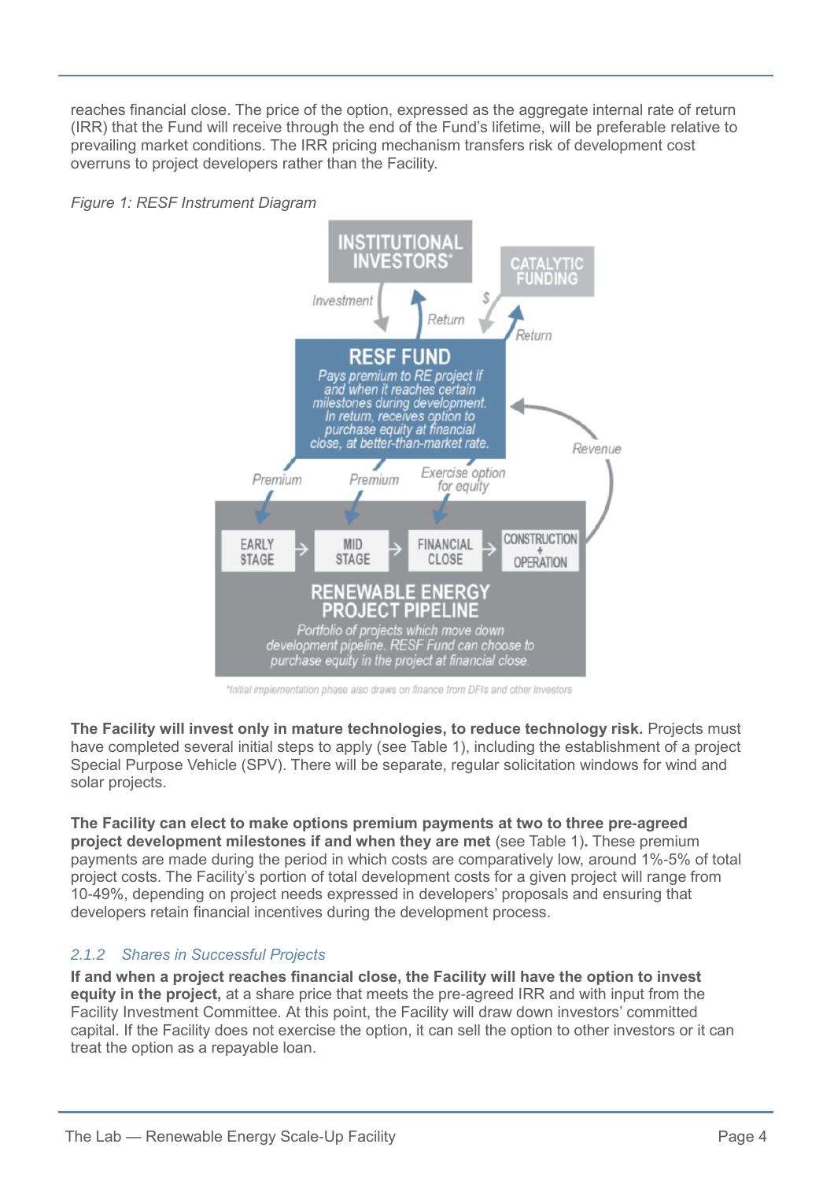reaches financial close. The price of the option, expressed as the aggregate internal rate of return (IRR) that the Fund will receive through the end of the Fund's lifetime, will be preferable relative to prevailing market conditions. The IRR pricing mechanism transfers risk of development cost overruns to project developers rather than the Facility.

*Figure 1: RESF Instrument Diagram*

*Initial implementation phase also draws on finance from DFIs and other investors

**The Facility will invest only in mature technologies, to reduce technology risk.** Projects must have completed several initial steps to apply (see Table 1), including the establishment of a project Special Purpose Vehicle (SPV). There will be separate, regular solicitation windows for wind and solar projects.

**The Facility can elect to make options premium payments at two to three pre-agreed project development milestones if and when they are met** (see Table 1)**.** These premium payments are made during the period in which costs are comparatively low, around 1%-5% of total project costs. The Facility's portion of total development costs for a given project will range from 10-49%, depending on project needs expressed in developers' proposals and ensuring that developers retain financial incentives during the development process.

### *2.1.2 Shares in Successful Projects*

**If and when a project reaches financial close, the Facility will have the option to invest equity in the project,** at a share price that meets the pre-agreed IRR and with input from the Facility Investment Committee. At this point, the Facility will draw down investors' committed capital. If the Facility does not exercise the option, it can sell the option to other investors or it can treat the option as a repayable loan.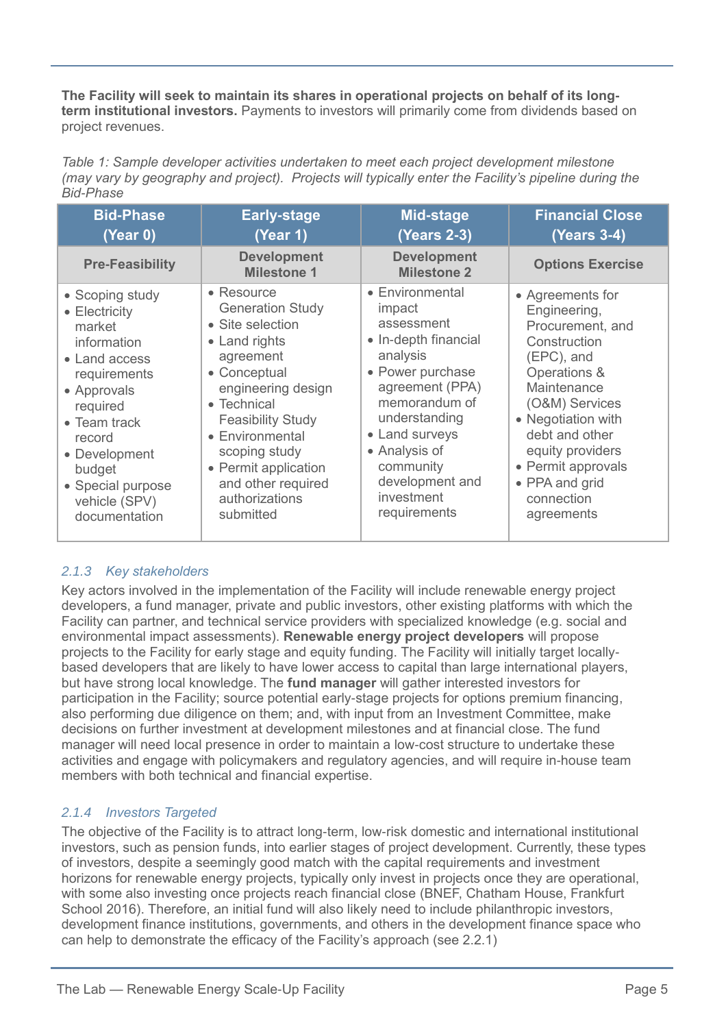**The Facility will seek to maintain its shares in operational projects on behalf of its long-term institutional investors.** Payments to investors will primarily come from dividends based on project revenues.

*Table 1: Sample developer activities undertaken to meet each project development milestone (may vary by geography and project). Projects will typically enter the Facility's pipeline during the Bid-Phase*

| Bid-Phase (Year 0) | Early-stage (Year 1) | Mid-stage (Years 2-3) | Financial Close (Years 3-4) |
|---|---|---|---|
| **Pre-Feasibility** | **Development Milestone 1** | **Development Milestone 2** | **Options Exercise** |
| • Scoping study<br>• Electricity market information<br>• Land access requirements<br>• Approvals required<br>• Team track record<br>• Development budget<br>• Special purpose vehicle (SPV) documentation | • Resource Generation Study<br>• Site selection<br>• Land rights agreement<br>• Conceptual engineering design<br>• Technical Feasibility Study<br>• Environmental scoping study<br>• Permit application and other required authorizations submitted | • Environmental impact assessment<br>• In-depth financial analysis<br>• Power purchase agreement (PPA) memorandum of understanding<br>• Land surveys<br>• Analysis of community development and investment requirements | • Agreements for Engineering, Procurement, and Construction (EPC), and Operations & Maintenance (O&M) Services<br>• Negotiation with debt and other equity providers<br>• Permit approvals<br>• PPA and grid connection agreements |

### *2.1.3 Key stakeholders*

Key actors involved in the implementation of the Facility will include renewable energy project developers, a fund manager, private and public investors, other existing platforms with which the Facility can partner, and technical service providers with specialized knowledge (e.g. social and environmental impact assessments). **Renewable energy project developers** will propose projects to the Facility for early stage and equity funding. The Facility will initially target locally-based developers that are likely to have lower access to capital than large international players, but have strong local knowledge. The **fund manager** will gather interested investors for participation in the Facility; source potential early-stage projects for options premium financing, also performing due diligence on them; and, with input from an Investment Committee, make decisions on further investment at development milestones and at financial close. The fund manager will need local presence in order to maintain a low-cost structure to undertake these activities and engage with policymakers and regulatory agencies, and will require in-house team members with both technical and financial expertise.

### *2.1.4 Investors Targeted*

The objective of the Facility is to attract long-term, low-risk domestic and international institutional investors, such as pension funds, into earlier stages of project development. Currently, these types of investors, despite a seemingly good match with the capital requirements and investment horizons for renewable energy projects, typically only invest in projects once they are operational, with some also investing once projects reach financial close (BNEF, Chatham House, Frankfurt School 2016). Therefore, an initial fund will also likely need to include philanthropic investors, development finance institutions, governments, and others in the development finance space who can help to demonstrate the efficacy of the Facility's approach (see 2.2.1)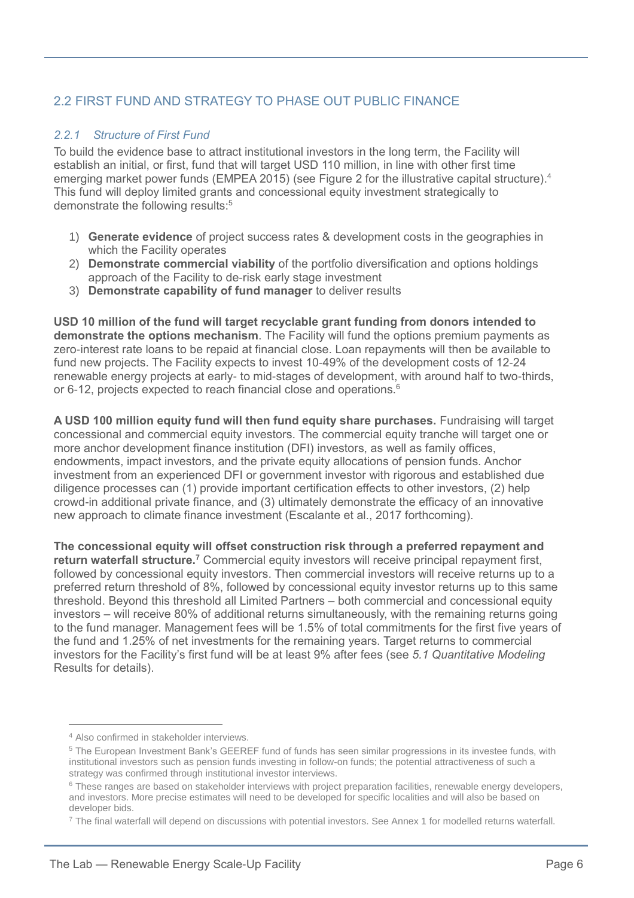## 2.2 FIRST FUND AND STRATEGY TO PHASE OUT PUBLIC FINANCE

### *2.2.1 Structure of First Fund*

To build the evidence base to attract institutional investors in the long term, the Facility will establish an initial, or first, fund that will target USD 110 million, in line with other first time emerging market power funds (EMPEA 2015) (see Figure 2 for the illustrative capital structure).[4] This fund will deploy limited grants and concessional equity investment strategically to demonstrate the following results:[5]

1) **Generate evidence** of project success rates & development costs in the geographies in which the Facility operates
2) **Demonstrate commercial viability** of the portfolio diversification and options holdings approach of the Facility to de-risk early stage investment
3) **Demonstrate capability of fund manager** to deliver results

**USD 10 million of the fund will target recyclable grant funding from donors intended to demonstrate the options mechanism**. The Facility will fund the options premium payments as zero-interest rate loans to be repaid at financial close. Loan repayments will then be available to fund new projects. The Facility expects to invest 10-49% of the development costs of 12-24 renewable energy projects at early- to mid-stages of development, with around half to two-thirds, or 6-12, projects expected to reach financial close and operations.[6]

**A USD 100 million equity fund will then fund equity share purchases.** Fundraising will target concessional and commercial equity investors. The commercial equity tranche will target one or more anchor development finance institution (DFI) investors, as well as family offices, endowments, impact investors, and the private equity allocations of pension funds. Anchor investment from an experienced DFI or government investor with rigorous and established due diligence processes can (1) provide important certification effects to other investors, (2) help crowd-in additional private finance, and (3) ultimately demonstrate the efficacy of an innovative new approach to climate finance investment (Escalante et al., 2017 forthcoming).

**The concessional equity will offset construction risk through a preferred repayment and return waterfall structure.**[7] Commercial equity investors will receive principal repayment first, followed by concessional equity investors. Then commercial investors will receive returns up to a preferred return threshold of 8%, followed by concessional equity investor returns up to this same threshold. Beyond this threshold all Limited Partners – both commercial and concessional equity investors – will receive 80% of additional returns simultaneously, with the remaining returns going to the fund manager. Management fees will be 1.5% of total commitments for the first five years of the fund and 1.25% of net investments for the remaining years. Target returns to commercial investors for the Facility's first fund will be at least 9% after fees (see *5.1 Quantitative Modeling* Results for details).

---

[4] Also confirmed in stakeholder interviews.

[5] The European Investment Bank's GEEREF fund of funds has seen similar progressions in its investee funds, with institutional investors such as pension funds investing in follow-on funds; the potential attractiveness of such a strategy was confirmed through institutional investor interviews.

[6] These ranges are based on stakeholder interviews with project preparation facilities, renewable energy developers, and investors. More precise estimates will need to be developed for specific localities and will also be based on developer bids.

[7] The final waterfall will depend on discussions with potential investors. See Annex 1 for modelled returns waterfall.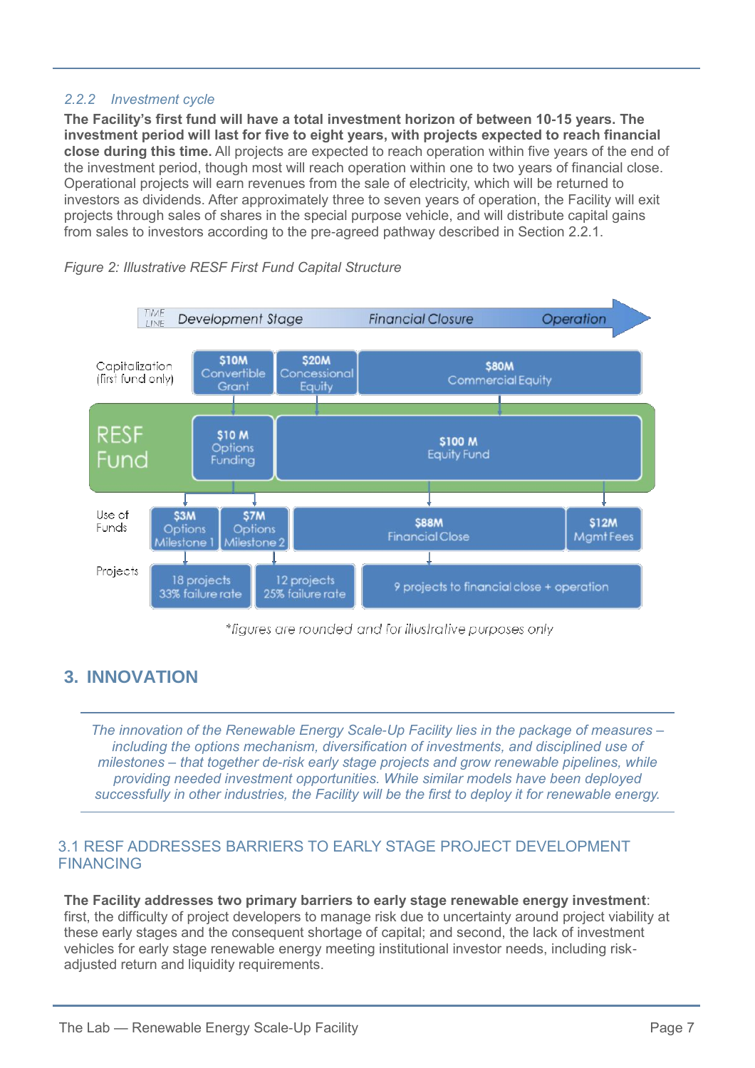### 2.2.2 *Investment cycle*

**The Facility's first fund will have a total investment horizon of between 10-15 years. The investment period will last for five to eight years, with projects expected to reach financial close during this time.** All projects are expected to reach operation within five years of the end of the investment period, though most will reach operation within one to two years of financial close. Operational projects will earn revenues from the sale of electricity, which will be returned to investors as dividends. After approximately three to seven years of operation, the Facility will exit projects through sales of shares in the special purpose vehicle, and will distribute capital gains from sales to investors according to the pre-agreed pathway described in Section 2.2.1.

*Figure 2: Illustrative RESF First Fund Capital Structure*

| TIME LINE | Development Stage | | Financial Closure | Operation |
|---|---|---|---|---|
| Capitalization (first fund only) | $10M Convertible Grant | $20M Concessional Equity | $80M Commercial Equity | |
| RESF Fund | $10 M Options Funding | | $100 M Equity Fund | |
| Use of Funds | $3M Options Milestone 1 | $7M Options Milestone 2 | $88M Financial Close | $12M Mgmt Fees |
| Projects | 18 projects 33% failure rate | 12 projects 25% failure rate | 9 projects to financial close + operation | |

*figures are rounded and for illustrative purposes only

## 3. INNOVATION

*The innovation of the Renewable Energy Scale-Up Facility lies in the package of measures – including the options mechanism, diversification of investments, and disciplined use of milestones – that together de-risk early stage projects and grow renewable pipelines, while providing needed investment opportunities. While similar models have been deployed successfully in other industries, the Facility will be the first to deploy it for renewable energy.*

### 3.1 RESF ADDRESSES BARRIERS TO EARLY STAGE PROJECT DEVELOPMENT FINANCING

**The Facility addresses two primary barriers to early stage renewable energy investment**: first, the difficulty of project developers to manage risk due to uncertainty around project viability at these early stages and the consequent shortage of capital; and second, the lack of investment vehicles for early stage renewable energy meeting institutional investor needs, including risk-adjusted return and liquidity requirements.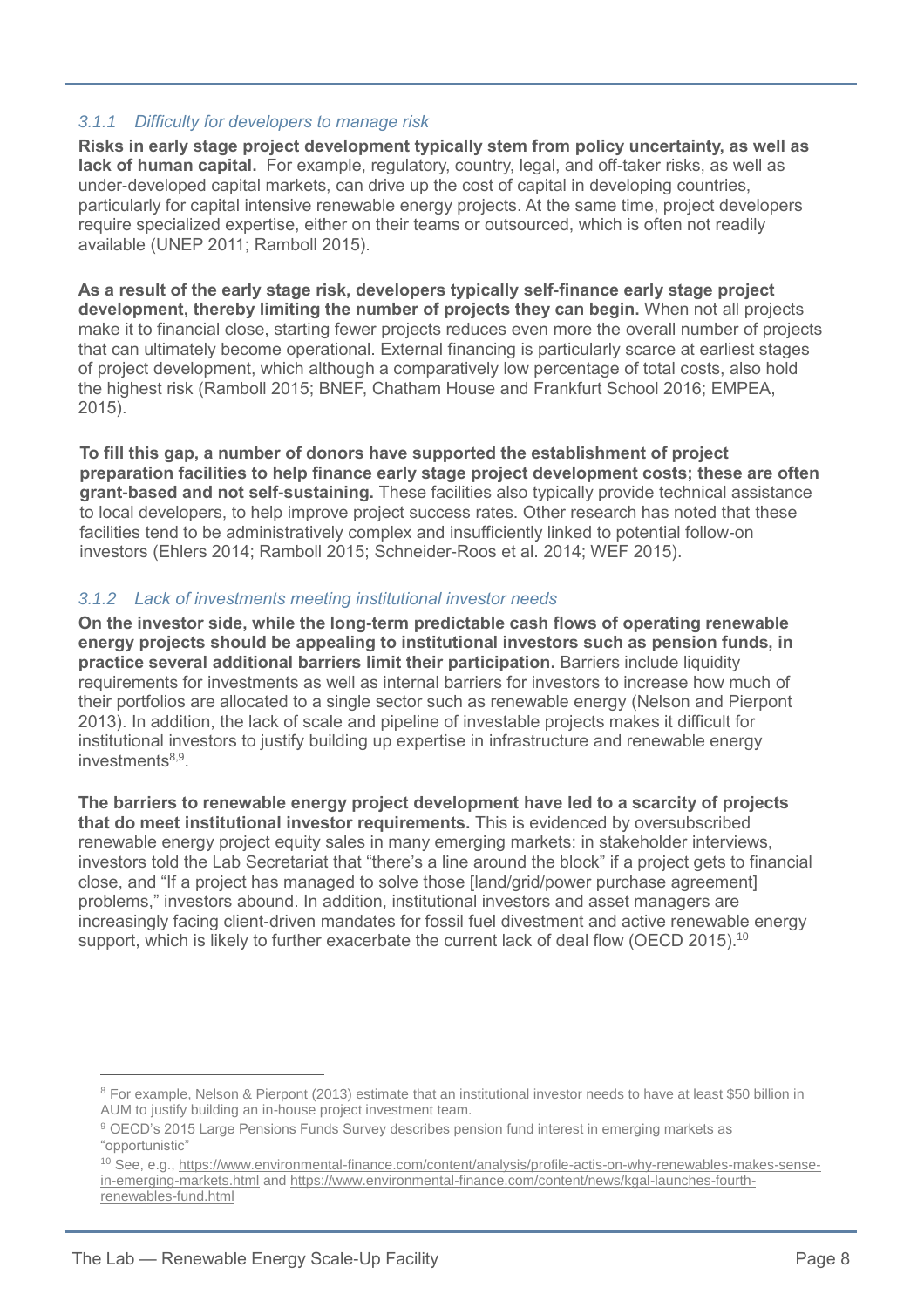### *3.1.1 Difficulty for developers to manage risk*

**Risks in early stage project development typically stem from policy uncertainty, as well as lack of human capital.** For example, regulatory, country, legal, and off-taker risks, as well as under-developed capital markets, can drive up the cost of capital in developing countries, particularly for capital intensive renewable energy projects. At the same time, project developers require specialized expertise, either on their teams or outsourced, which is often not readily available (UNEP 2011; Ramboll 2015).

**As a result of the early stage risk, developers typically self-finance early stage project development, thereby limiting the number of projects they can begin.** When not all projects make it to financial close, starting fewer projects reduces even more the overall number of projects that can ultimately become operational. External financing is particularly scarce at earliest stages of project development, which although a comparatively low percentage of total costs, also hold the highest risk (Ramboll 2015; BNEF, Chatham House and Frankfurt School 2016; EMPEA, 2015).

**To fill this gap, a number of donors have supported the establishment of project preparation facilities to help finance early stage project development costs; these are often grant-based and not self-sustaining.** These facilities also typically provide technical assistance to local developers, to help improve project success rates. Other research has noted that these facilities tend to be administratively complex and insufficiently linked to potential follow-on investors (Ehlers 2014; Ramboll 2015; Schneider-Roos et al. 2014; WEF 2015).

### *3.1.2 Lack of investments meeting institutional investor needs*

**On the investor side, while the long-term predictable cash flows of operating renewable energy projects should be appealing to institutional investors such as pension funds, in practice several additional barriers limit their participation.** Barriers include liquidity requirements for investments as well as internal barriers for investors to increase how much of their portfolios are allocated to a single sector such as renewable energy (Nelson and Pierpont 2013). In addition, the lack of scale and pipeline of investable projects makes it difficult for institutional investors to justify building up expertise in infrastructure and renewable energy investments[8,9].

**The barriers to renewable energy project development have led to a scarcity of projects that do meet institutional investor requirements.** This is evidenced by oversubscribed renewable energy project equity sales in many emerging markets: in stakeholder interviews, investors told the Lab Secretariat that "there's a line around the block" if a project gets to financial close, and "If a project has managed to solve those [land/grid/power purchase agreement] problems," investors abound. In addition, institutional investors and asset managers are increasingly facing client-driven mandates for fossil fuel divestment and active renewable energy support, which is likely to further exacerbate the current lack of deal flow (OECD 2015).[10]

---

[8] For example, Nelson & Pierpont (2013) estimate that an institutional investor needs to have at least $50 billion in AUM to justify building an in-house project investment team.

[9] OECD's 2015 Large Pensions Funds Survey describes pension fund interest in emerging markets as "opportunistic"

[10] See, e.g., https://www.environmental-finance.com/content/analysis/profile-actis-on-why-renewables-makes-sense-in-emerging-markets.html and https://www.environmental-finance.com/content/news/kgal-launches-fourth-renewables-fund.html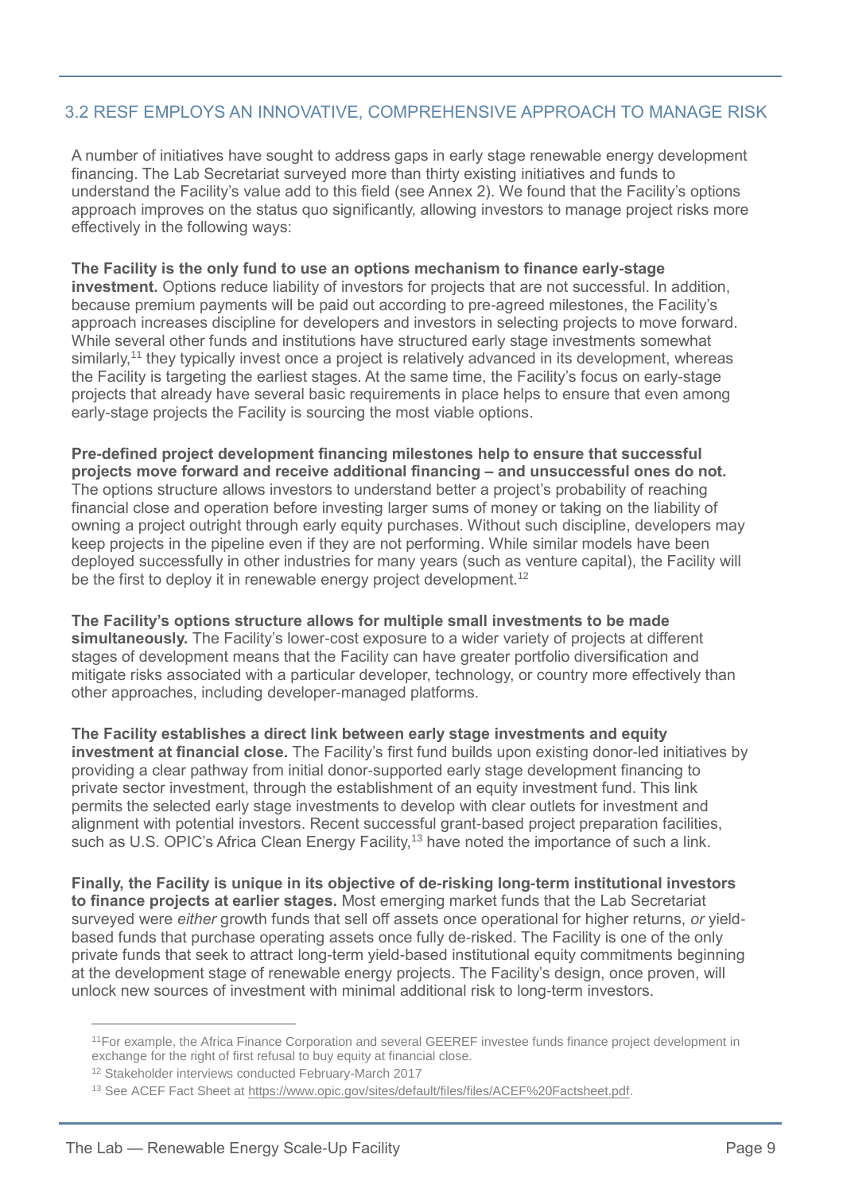## 3.2 RESF EMPLOYS AN INNOVATIVE, COMPREHENSIVE APPROACH TO MANAGE RISK

A number of initiatives have sought to address gaps in early stage renewable energy development financing. The Lab Secretariat surveyed more than thirty existing initiatives and funds to understand the Facility's value add to this field (see Annex 2). We found that the Facility's options approach improves on the status quo significantly, allowing investors to manage project risks more effectively in the following ways:

**The Facility is the only fund to use an options mechanism to finance early-stage investment.** Options reduce liability of investors for projects that are not successful. In addition, because premium payments will be paid out according to pre-agreed milestones, the Facility's approach increases discipline for developers and investors in selecting projects to move forward. While several other funds and institutions have structured early stage investments somewhat similarly,[11] they typically invest once a project is relatively advanced in its development, whereas the Facility is targeting the earliest stages. At the same time, the Facility's focus on early-stage projects that already have several basic requirements in place helps to ensure that even among early-stage projects the Facility is sourcing the most viable options.

**Pre-defined project development financing milestones help to ensure that successful projects move forward and receive additional financing – and unsuccessful ones do not.** The options structure allows investors to understand better a project's probability of reaching financial close and operation before investing larger sums of money or taking on the liability of owning a project outright through early equity purchases. Without such discipline, developers may keep projects in the pipeline even if they are not performing. While similar models have been deployed successfully in other industries for many years (such as venture capital), the Facility will be the first to deploy it in renewable energy project development.[12]

**The Facility's options structure allows for multiple small investments to be made simultaneously.** The Facility's lower-cost exposure to a wider variety of projects at different stages of development means that the Facility can have greater portfolio diversification and mitigate risks associated with a particular developer, technology, or country more effectively than other approaches, including developer-managed platforms.

**The Facility establishes a direct link between early stage investments and equity investment at financial close.** The Facility's first fund builds upon existing donor-led initiatives by providing a clear pathway from initial donor-supported early stage development financing to private sector investment, through the establishment of an equity investment fund. This link permits the selected early stage investments to develop with clear outlets for investment and alignment with potential investors. Recent successful grant-based project preparation facilities, such as U.S. OPIC's Africa Clean Energy Facility,[13] have noted the importance of such a link.

**Finally, the Facility is unique in its objective of de-risking long-term institutional investors to finance projects at earlier stages.** Most emerging market funds that the Lab Secretariat surveyed were *either* growth funds that sell off assets once operational for higher returns, *or* yield-based funds that purchase operating assets once fully de-risked. The Facility is one of the only private funds that seek to attract long-term yield-based institutional equity commitments beginning at the development stage of renewable energy projects. The Facility's design, once proven, will unlock new sources of investment with minimal additional risk to long-term investors.

---

[11] For example, the Africa Finance Corporation and several GEEREF investee funds finance project development in exchange for the right of first refusal to buy equity at financial close.

[12] Stakeholder interviews conducted February-March 2017

[13] See ACEF Fact Sheet at https://www.opic.gov/sites/default/files/files/ACEF%20Factsheet.pdf.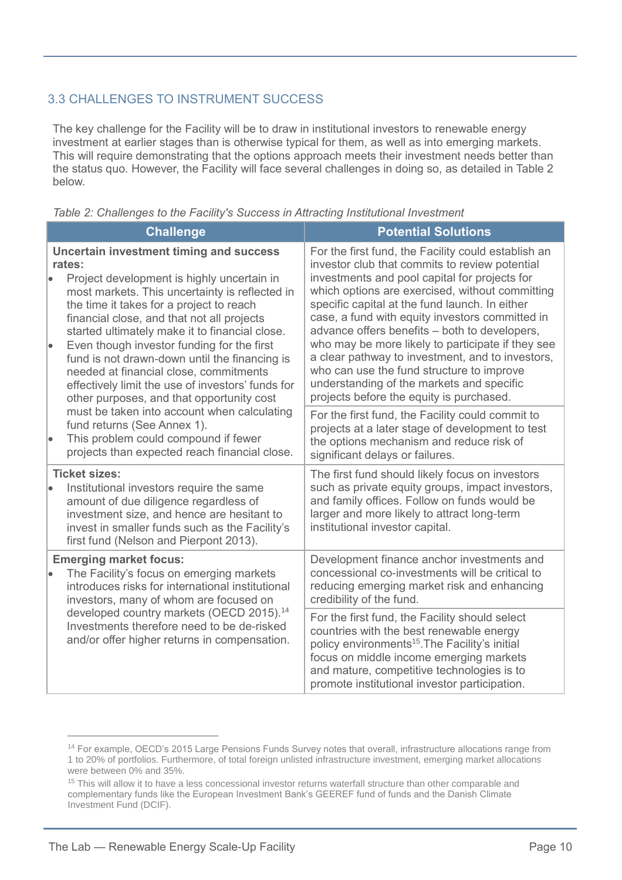## 3.3 CHALLENGES TO INSTRUMENT SUCCESS

The key challenge for the Facility will be to draw in institutional investors to renewable energy investment at earlier stages than is otherwise typical for them, as well as into emerging markets. This will require demonstrating that the options approach meets their investment needs better than the status quo. However, the Facility will face several challenges in doing so, as detailed in Table 2 below.

*Table 2: Challenges to the Facility's Success in Attracting Institutional Investment*

| Challenge | Potential Solutions |
|---|---|
| **Uncertain investment timing and success rates:**<br>• Project development is highly uncertain in most markets. This uncertainty is reflected in the time it takes for a project to reach financial close, and that not all projects started ultimately make it to financial close.<br>• Even though investor funding for the first fund is not drawn-down until the financing is needed at financial close, commitments effectively limit the use of investors' funds for other purposes, and that opportunity cost must be taken into account when calculating fund returns (See Annex 1).<br>• This problem could compound if fewer projects than expected reach financial close. | For the first fund, the Facility could establish an investor club that commits to review potential investments and pool capital for projects for which options are exercised, without committing specific capital at the fund launch. In either case, a fund with equity investors committed in advance offers benefits – both to developers, who may be more likely to participate if they see a clear pathway to investment, and to investors, who can use the fund structure to improve understanding of the markets and specific projects before the equity is purchased.<br><br>For the first fund, the Facility could commit to projects at a later stage of development to test the options mechanism and reduce risk of significant delays or failures. |
| **Ticket sizes:**<br>• Institutional investors require the same amount of due diligence regardless of investment size, and hence are hesitant to invest in smaller funds such as the Facility's first fund (Nelson and Pierpont 2013). | The first fund should likely focus on investors such as private equity groups, impact investors, and family offices. Follow on funds would be larger and more likely to attract long-term institutional investor capital. |
| **Emerging market focus:**<br>• The Facility's focus on emerging markets introduces risks for international institutional investors, many of whom are focused on developed country markets (OECD 2015).[14] Investments therefore need to be de-risked and/or offer higher returns in compensation. | Development finance anchor investments and concessional co-investments will be critical to reducing emerging market risk and enhancing credibility of the fund.<br><br>For the first fund, the Facility should select countries with the best renewable energy policy environments[15].The Facility's initial focus on middle income emerging markets and mature, competitive technologies is to promote institutional investor participation. |

[14] For example, OECD's 2015 Large Pensions Funds Survey notes that overall, infrastructure allocations range from 1 to 20% of portfolios. Furthermore, of total foreign unlisted infrastructure investment, emerging market allocations were between 0% and 35%.

[15] This will allow it to have a less concessional investor returns waterfall structure than other comparable and complementary funds like the European Investment Bank's GEEREF fund of funds and the Danish Climate Investment Fund (DCIF).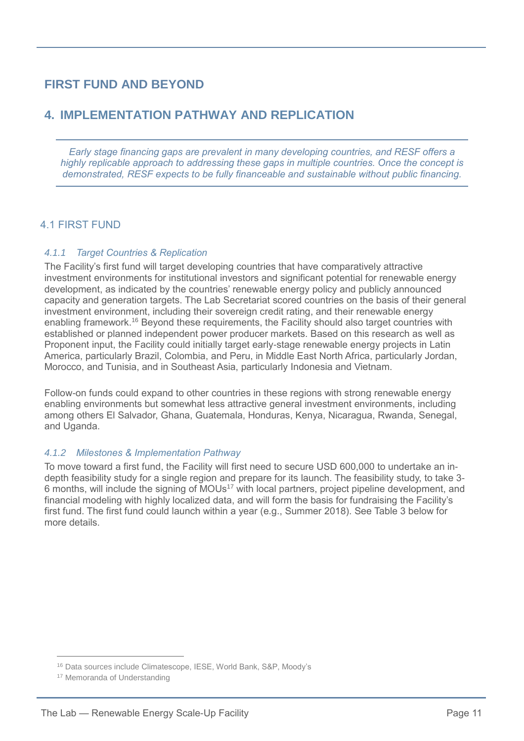# FIRST FUND AND BEYOND

## 4. IMPLEMENTATION PATHWAY AND REPLICATION

*Early stage financing gaps are prevalent in many developing countries, and RESF offers a highly replicable approach to addressing these gaps in multiple countries. Once the concept is demonstrated, RESF expects to be fully financeable and sustainable without public financing.*

### 4.1 FIRST FUND

#### *4.1.1 Target Countries & Replication*

The Facility's first fund will target developing countries that have comparatively attractive investment environments for institutional investors and significant potential for renewable energy development, as indicated by the countries' renewable energy policy and publicly announced capacity and generation targets. The Lab Secretariat scored countries on the basis of their general investment environment, including their sovereign credit rating, and their renewable energy enabling framework.[16] Beyond these requirements, the Facility should also target countries with established or planned independent power producer markets. Based on this research as well as Proponent input, the Facility could initially target early-stage renewable energy projects in Latin America, particularly Brazil, Colombia, and Peru, in Middle East North Africa, particularly Jordan, Morocco, and Tunisia, and in Southeast Asia, particularly Indonesia and Vietnam.

Follow-on funds could expand to other countries in these regions with strong renewable energy enabling environments but somewhat less attractive general investment environments, including among others El Salvador, Ghana, Guatemala, Honduras, Kenya, Nicaragua, Rwanda, Senegal, and Uganda.

#### *4.1.2 Milestones & Implementation Pathway*

To move toward a first fund, the Facility will first need to secure USD 600,000 to undertake an in-depth feasibility study for a single region and prepare for its launch. The feasibility study, to take 3-6 months, will include the signing of MOUs[17] with local partners, project pipeline development, and financial modeling with highly localized data, and will form the basis for fundraising the Facility's first fund. The first fund could launch within a year (e.g., Summer 2018). See Table 3 below for more details.

[16] Data sources include Climatescope, IESE, World Bank, S&P, Moody's

[17] Memoranda of Understanding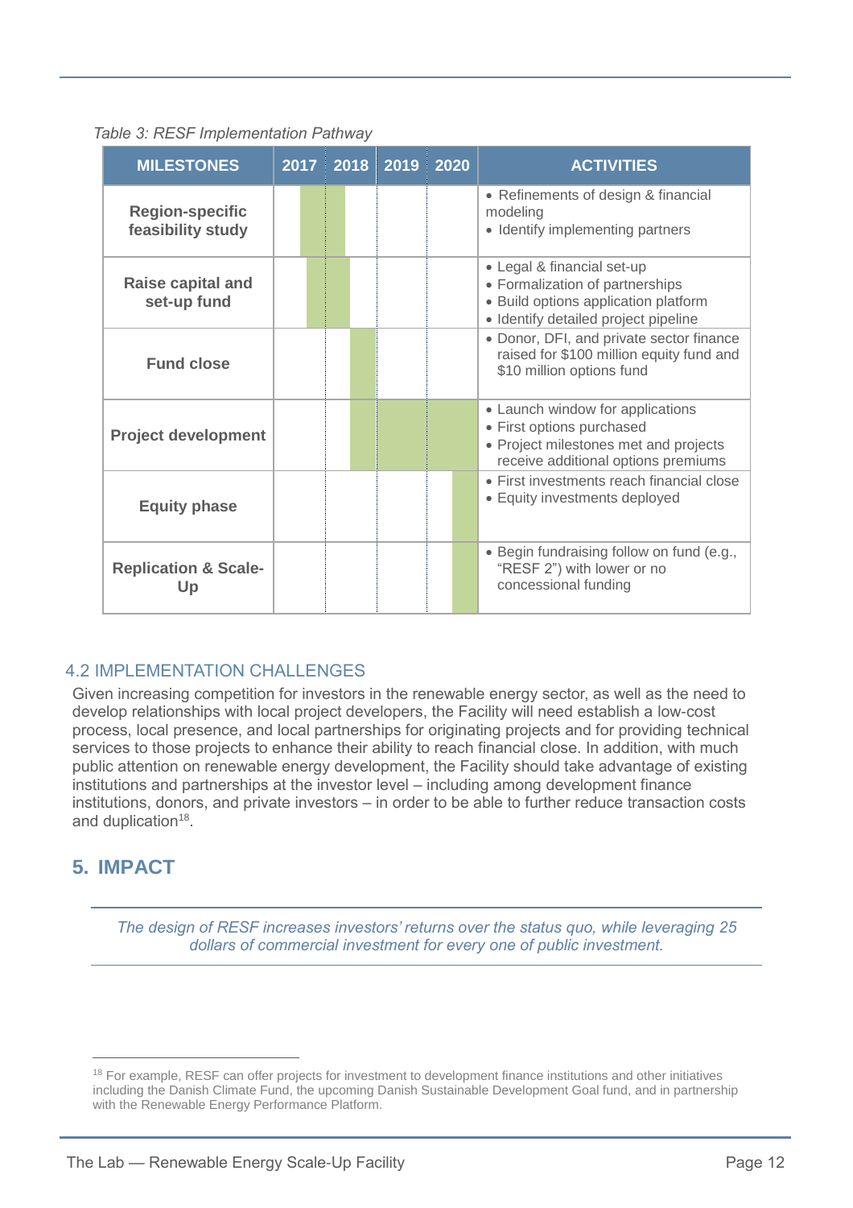*Table 3: RESF Implementation Pathway*

| MILESTONES | 2017 | 2018 | 2019 | 2020 | ACTIVITIES |
|---|---|---|---|---|---|
| **Region-specific feasibility study** | | | | | • Refinements of design & financial modeling<br>• Identify implementing partners |
| **Raise capital and set-up fund** | | | | | • Legal & financial set-up<br>• Formalization of partnerships<br>• Build options application platform<br>• Identify detailed project pipeline |
| **Fund close** | | | | | • Donor, DFI, and private sector finance raised for $100 million equity fund and $10 million options fund |
| **Project development** | | | | | • Launch window for applications<br>• First options purchased<br>• Project milestones met and projects receive additional options premiums |
| **Equity phase** | | | | | • First investments reach financial close<br>• Equity investments deployed |
| **Replication & Scale-Up** | | | | | • Begin fundraising follow on fund (e.g., "RESF 2") with lower or no concessional funding |

## 4.2 IMPLEMENTATION CHALLENGES

Given increasing competition for investors in the renewable energy sector, as well as the need to develop relationships with local project developers, the Facility will need establish a low-cost process, local presence, and local partnerships for originating projects and for providing technical services to those projects to enhance their ability to reach financial close. In addition, with much public attention on renewable energy development, the Facility should take advantage of existing institutions and partnerships at the investor level – including among development finance institutions, donors, and private investors – in order to be able to further reduce transaction costs and duplication[18].

# 5. IMPACT

*The design of RESF increases investors' returns over the status quo, while leveraging 25 dollars of commercial investment for every one of public investment.*

[18] For example, RESF can offer projects for investment to development finance institutions and other initiatives including the Danish Climate Fund, the upcoming Danish Sustainable Development Goal fund, and in partnership with the Renewable Energy Performance Platform.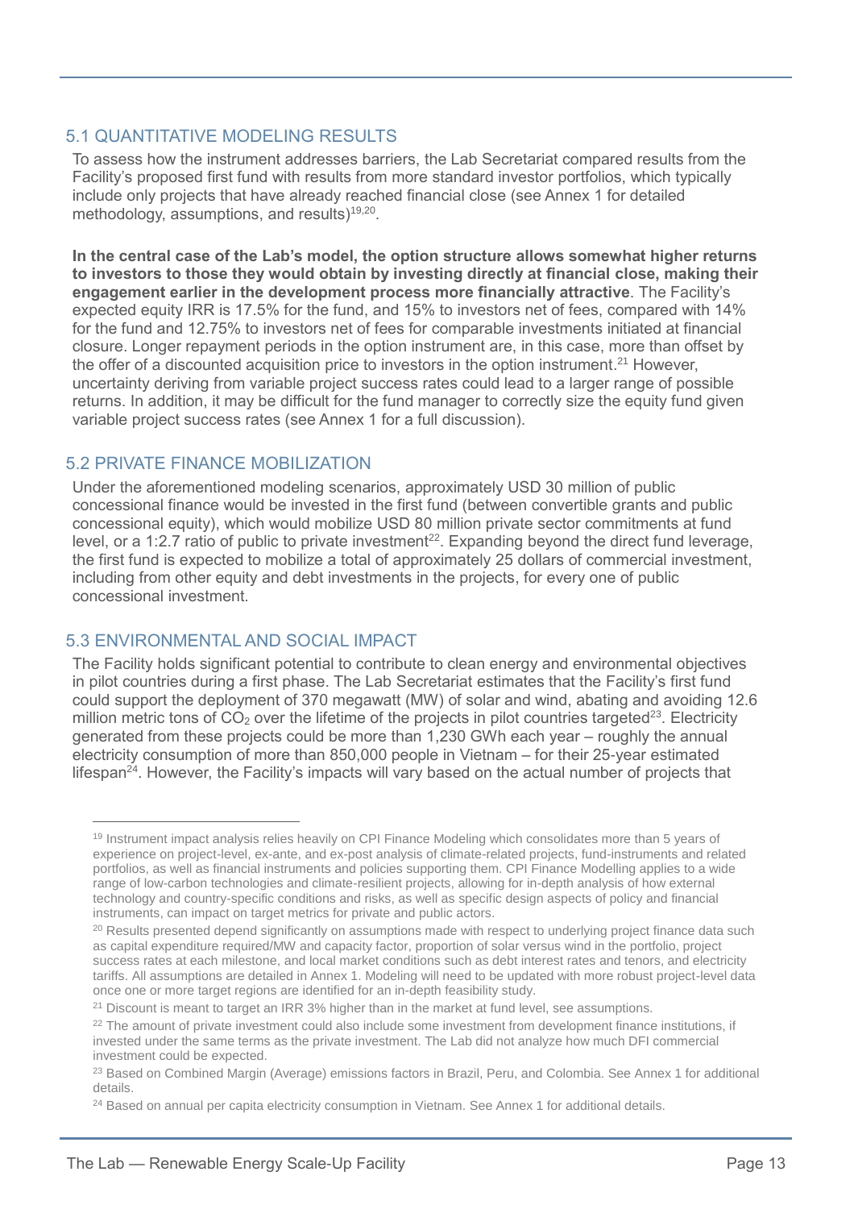## 5.1 QUANTITATIVE MODELING RESULTS

To assess how the instrument addresses barriers, the Lab Secretariat compared results from the Facility's proposed first fund with results from more standard investor portfolios, which typically include only projects that have already reached financial close (see Annex 1 for detailed methodology, assumptions, and results)[19,20].

**In the central case of the Lab's model, the option structure allows somewhat higher returns to investors to those they would obtain by investing directly at financial close, making their engagement earlier in the development process more financially attractive**. The Facility's expected equity IRR is 17.5% for the fund, and 15% to investors net of fees, compared with 14% for the fund and 12.75% to investors net of fees for comparable investments initiated at financial closure. Longer repayment periods in the option instrument are, in this case, more than offset by the offer of a discounted acquisition price to investors in the option instrument.[21] However, uncertainty deriving from variable project success rates could lead to a larger range of possible returns. In addition, it may be difficult for the fund manager to correctly size the equity fund given variable project success rates (see Annex 1 for a full discussion).

## 5.2 PRIVATE FINANCE MOBILIZATION

Under the aforementioned modeling scenarios, approximately USD 30 million of public concessional finance would be invested in the first fund (between convertible grants and public concessional equity), which would mobilize USD 80 million private sector commitments at fund level, or a 1:2.7 ratio of public to private investment[22]. Expanding beyond the direct fund leverage, the first fund is expected to mobilize a total of approximately 25 dollars of commercial investment, including from other equity and debt investments in the projects, for every one of public concessional investment.

## 5.3 ENVIRONMENTAL AND SOCIAL IMPACT

The Facility holds significant potential to contribute to clean energy and environmental objectives in pilot countries during a first phase. The Lab Secretariat estimates that the Facility's first fund could support the deployment of 370 megawatt (MW) of solar and wind, abating and avoiding 12.6 million metric tons of $CO_2$ over the lifetime of the projects in pilot countries targeted[23]. Electricity generated from these projects could be more than 1,230 GWh each year – roughly the annual electricity consumption of more than 850,000 people in Vietnam – for their 25-year estimated lifespan[24]. However, the Facility's impacts will vary based on the actual number of projects that

---

[19] Instrument impact analysis relies heavily on CPI Finance Modeling which consolidates more than 5 years of experience on project-level, ex-ante, and ex-post analysis of climate-related projects, fund-instruments and related portfolios, as well as financial instruments and policies supporting them. CPI Finance Modelling applies to a wide range of low-carbon technologies and climate-resilient projects, allowing for in-depth analysis of how external technology and country-specific conditions and risks, as well as specific design aspects of policy and financial instruments, can impact on target metrics for private and public actors.

[20] Results presented depend significantly on assumptions made with respect to underlying project finance data such as capital expenditure required/MW and capacity factor, proportion of solar versus wind in the portfolio, project success rates at each milestone, and local market conditions such as debt interest rates and tenors, and electricity tariffs. All assumptions are detailed in Annex 1. Modeling will need to be updated with more robust project-level data once one or more target regions are identified for an in-depth feasibility study.

[21] Discount is meant to target an IRR 3% higher than in the market at fund level, see assumptions.

[22] The amount of private investment could also include some investment from development finance institutions, if invested under the same terms as the private investment. The Lab did not analyze how much DFI commercial investment could be expected.

[23] Based on Combined Margin (Average) emissions factors in Brazil, Peru, and Colombia. See Annex 1 for additional details.

[24] Based on annual per capita electricity consumption in Vietnam. See Annex 1 for additional details.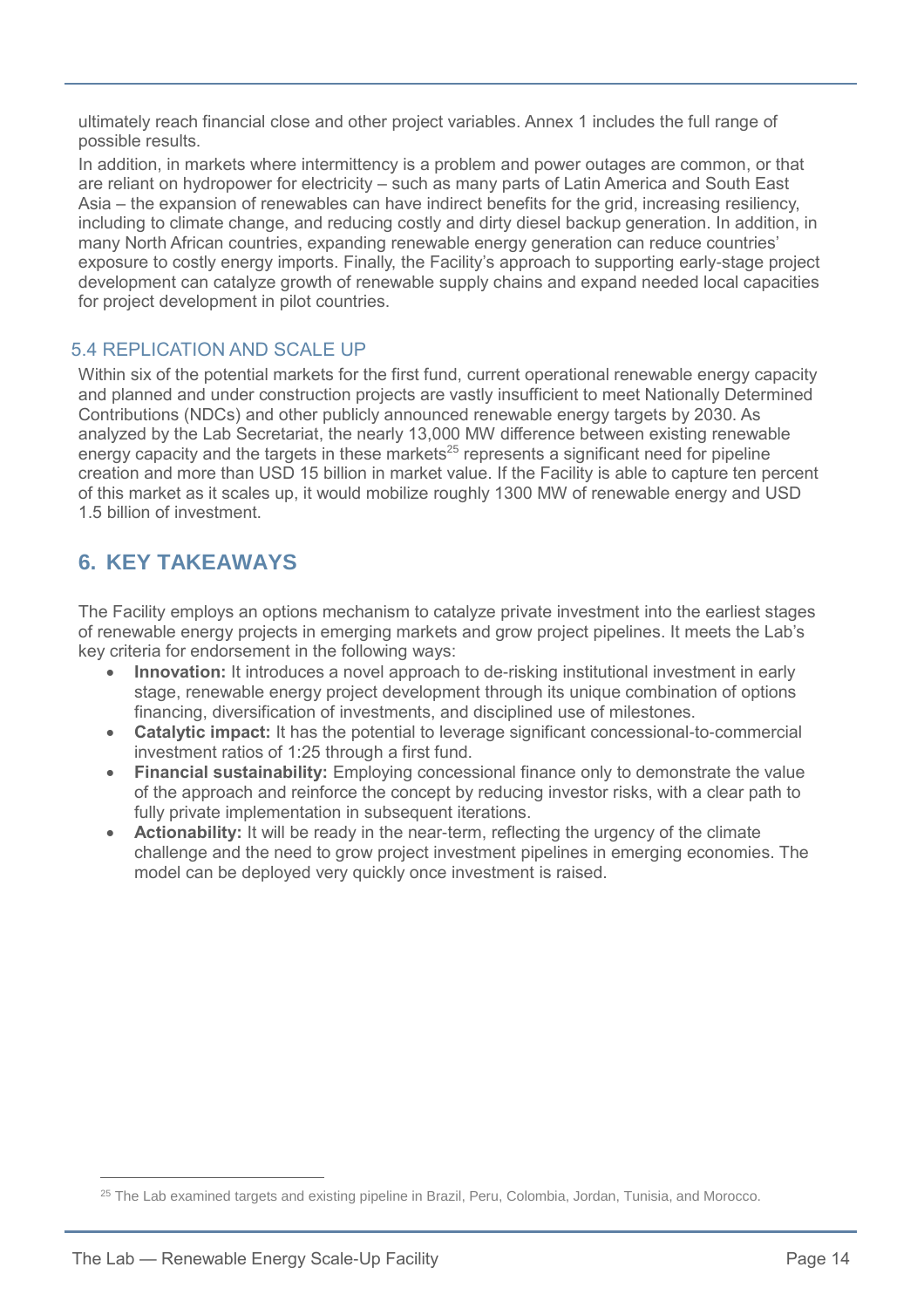ultimately reach financial close and other project variables. Annex 1 includes the full range of possible results.

In addition, in markets where intermittency is a problem and power outages are common, or that are reliant on hydropower for electricity – such as many parts of Latin America and South East Asia – the expansion of renewables can have indirect benefits for the grid, increasing resiliency, including to climate change, and reducing costly and dirty diesel backup generation. In addition, in many North African countries, expanding renewable energy generation can reduce countries' exposure to costly energy imports. Finally, the Facility's approach to supporting early-stage project development can catalyze growth of renewable supply chains and expand needed local capacities for project development in pilot countries.

### 5.4 REPLICATION AND SCALE UP

Within six of the potential markets for the first fund, current operational renewable energy capacity and planned and under construction projects are vastly insufficient to meet Nationally Determined Contributions (NDCs) and other publicly announced renewable energy targets by 2030. As analyzed by the Lab Secretariat, the nearly 13,000 MW difference between existing renewable energy capacity and the targets in these markets[25] represents a significant need for pipeline creation and more than USD 15 billion in market value. If the Facility is able to capture ten percent of this market as it scales up, it would mobilize roughly 1300 MW of renewable energy and USD 1.5 billion of investment.

## 6. KEY TAKEAWAYS

The Facility employs an options mechanism to catalyze private investment into the earliest stages of renewable energy projects in emerging markets and grow project pipelines. It meets the Lab's key criteria for endorsement in the following ways:

- **Innovation:** It introduces a novel approach to de-risking institutional investment in early stage, renewable energy project development through its unique combination of options financing, diversification of investments, and disciplined use of milestones.
- **Catalytic impact:** It has the potential to leverage significant concessional-to-commercial investment ratios of 1:25 through a first fund.
- **Financial sustainability:** Employing concessional finance only to demonstrate the value of the approach and reinforce the concept by reducing investor risks, with a clear path to fully private implementation in subsequent iterations.
- **Actionability:** It will be ready in the near-term, reflecting the urgency of the climate challenge and the need to grow project investment pipelines in emerging economies. The model can be deployed very quickly once investment is raised.

[25] The Lab examined targets and existing pipeline in Brazil, Peru, Colombia, Jordan, Tunisia, and Morocco.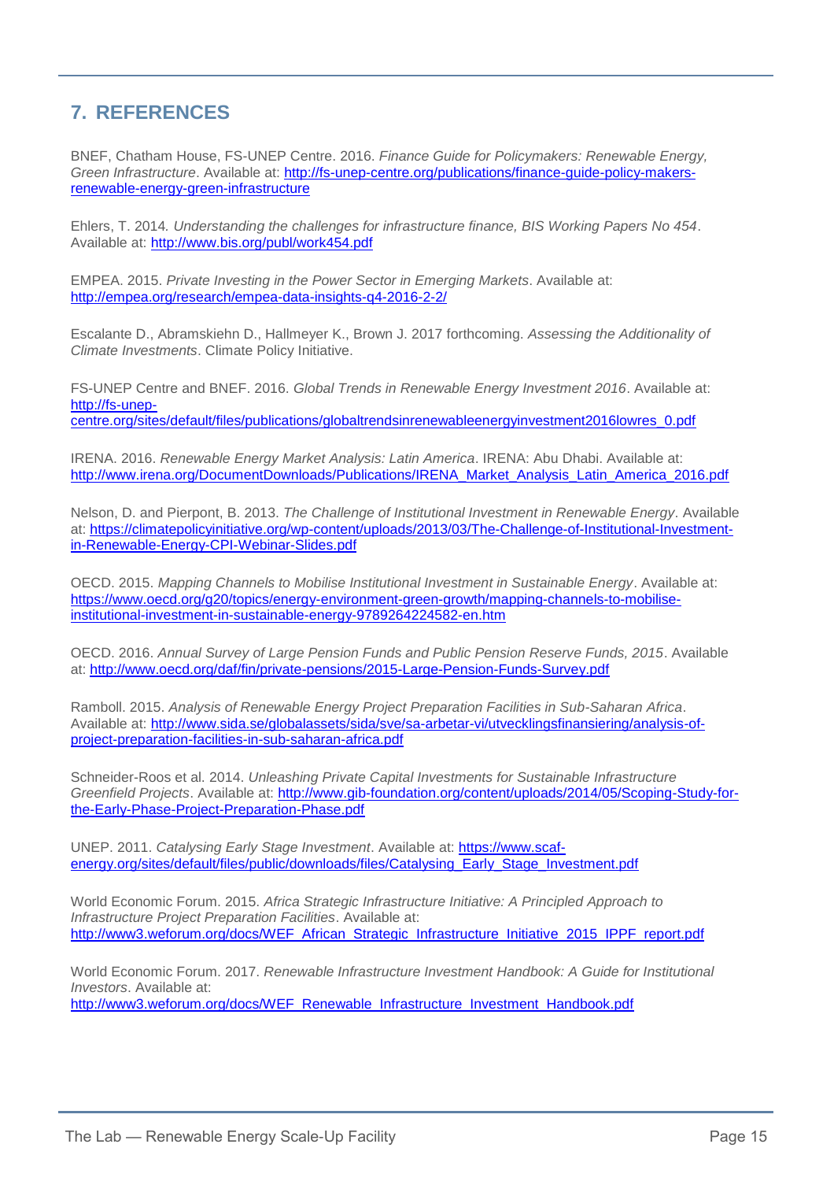## 7. REFERENCES

BNEF, Chatham House, FS-UNEP Centre. 2016. *Finance Guide for Policymakers: Renewable Energy, Green Infrastructure*. Available at: http://fs-unep-centre.org/publications/finance-guide-policy-makers-renewable-energy-green-infrastructure

Ehlers, T. 2014*. Understanding the challenges for infrastructure finance, BIS Working Papers No 454*. Available at: http://www.bis.org/publ/work454.pdf

EMPEA. 2015. *Private Investing in the Power Sector in Emerging Markets*. Available at: http://empea.org/research/empea-data-insights-q4-2016-2-2/

Escalante D., Abramskiehn D., Hallmeyer K., Brown J. 2017 forthcoming. *Assessing the Additionality of Climate Investments*. Climate Policy Initiative.

FS-UNEP Centre and BNEF. 2016. *Global Trends in Renewable Energy Investment 2016*. Available at: http://fs-unep-centre.org/sites/default/files/publications/globaltrendsinrenewableenergyinvestment2016lowres_0.pdf

IRENA. 2016. *Renewable Energy Market Analysis: Latin America*. IRENA: Abu Dhabi. Available at: http://www.irena.org/DocumentDownloads/Publications/IRENA_Market_Analysis_Latin_America_2016.pdf

Nelson, D. and Pierpont, B. 2013. *The Challenge of Institutional Investment in Renewable Energy*. Available at: https://climatepolicyinitiative.org/wp-content/uploads/2013/03/The-Challenge-of-Institutional-Investment-in-Renewable-Energy-CPI-Webinar-Slides.pdf

OECD. 2015. *Mapping Channels to Mobilise Institutional Investment in Sustainable Energy*. Available at: https://www.oecd.org/g20/topics/energy-environment-green-growth/mapping-channels-to-mobilise-institutional-investment-in-sustainable-energy-9789264224582-en.htm

OECD. 2016. *Annual Survey of Large Pension Funds and Public Pension Reserve Funds, 2015*. Available at: http://www.oecd.org/daf/fin/private-pensions/2015-Large-Pension-Funds-Survey.pdf

Ramboll. 2015. *Analysis of Renewable Energy Project Preparation Facilities in Sub-Saharan Africa*. Available at: http://www.sida.se/globalassets/sida/sve/sa-arbetar-vi/utvecklingsfinansiering/analysis-of-project-preparation-facilities-in-sub-saharan-africa.pdf

Schneider-Roos et al. 2014. *Unleashing Private Capital Investments for Sustainable Infrastructure Greenfield Projects*. Available at: http://www.gib-foundation.org/content/uploads/2014/05/Scoping-Study-for-the-Early-Phase-Project-Preparation-Phase.pdf

UNEP. 2011. *Catalysing Early Stage Investment*. Available at: https://www.scaf-energy.org/sites/default/files/public/downloads/files/Catalysing_Early_Stage_Investment.pdf

World Economic Forum. 2015. *Africa Strategic Infrastructure Initiative: A Principled Approach to Infrastructure Project Preparation Facilities*. Available at: http://www3.weforum.org/docs/WEF_African_Strategic_Infrastructure_Initiative_2015_IPPF_report.pdf

World Economic Forum. 2017. *Renewable Infrastructure Investment Handbook: A Guide for Institutional Investors*. Available at: http://www3.weforum.org/docs/WEF_Renewable_Infrastructure_Investment_Handbook.pdf